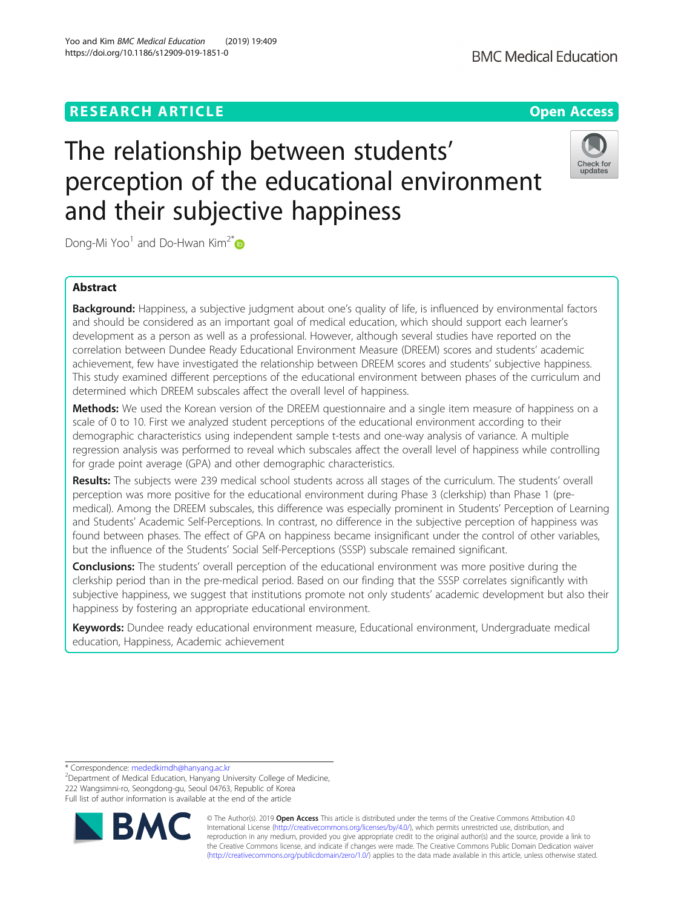RESEARCH ARTICLE

Open Access

# The relationship between students' perception of the educational environment and their subjective happiness

Dong-Mi Yoo[1] and Do-Hwan Kim[2*]

## Abstract

**Background:** Happiness, a subjective judgment about one's quality of life, is influenced by environmental factors and should be considered as an important goal of medical education, which should support each learner's development as a person as well as a professional. However, although several studies have reported on the correlation between Dundee Ready Educational Environment Measure (DREEM) scores and students' academic achievement, few have investigated the relationship between DREEM scores and students' subjective happiness. This study examined different perceptions of the educational environment between phases of the curriculum and determined which DREEM subscales affect the overall level of happiness.

**Methods:** We used the Korean version of the DREEM questionnaire and a single item measure of happiness on a scale of 0 to 10. First we analyzed student perceptions of the educational environment according to their demographic characteristics using independent sample t-tests and one-way analysis of variance. A multiple regression analysis was performed to reveal which subscales affect the overall level of happiness while controlling for grade point average (GPA) and other demographic characteristics.

**Results:** The subjects were 239 medical school students across all stages of the curriculum. The students' overall perception was more positive for the educational environment during Phase 3 (clerkship) than Phase 1 (pre-medical). Among the DREEM subscales, this difference was especially prominent in Students' Perception of Learning and Students' Academic Self-Perceptions. In contrast, no difference in the subjective perception of happiness was found between phases. The effect of GPA on happiness became insignificant under the control of other variables, but the influence of the Students' Social Self-Perceptions (SSSP) subscale remained significant.

**Conclusions:** The students' overall perception of the educational environment was more positive during the clerkship period than in the pre-medical period. Based on our finding that the SSSP correlates significantly with subjective happiness, we suggest that institutions promote not only students' academic development but also their happiness by fostering an appropriate educational environment.

**Keywords:** Dundee ready educational environment measure, Educational environment, Undergraduate medical education, Happiness, Academic achievement

\* Correspondence: mededkimdh@hanyang.ac.kr
[2]Department of Medical Education, Hanyang University College of Medicine, 222 Wangsimni-ro, Seongdong-gu, Seoul 04763, Republic of Korea
Full list of author information is available at the end of the article

© The Author(s). 2019 **Open Access** This article is distributed under the terms of the Creative Commons Attribution 4.0 International License (http://creativecommons.org/licenses/by/4.0/), which permits unrestricted use, distribution, and reproduction in any medium, provided you give appropriate credit to the original author(s) and the source, provide a link to the Creative Commons license, and indicate if changes were made. The Creative Commons Public Domain Dedication waiver (http://creativecommons.org/publicdomain/zero/1.0/) applies to the data made available in this article, unless otherwise stated.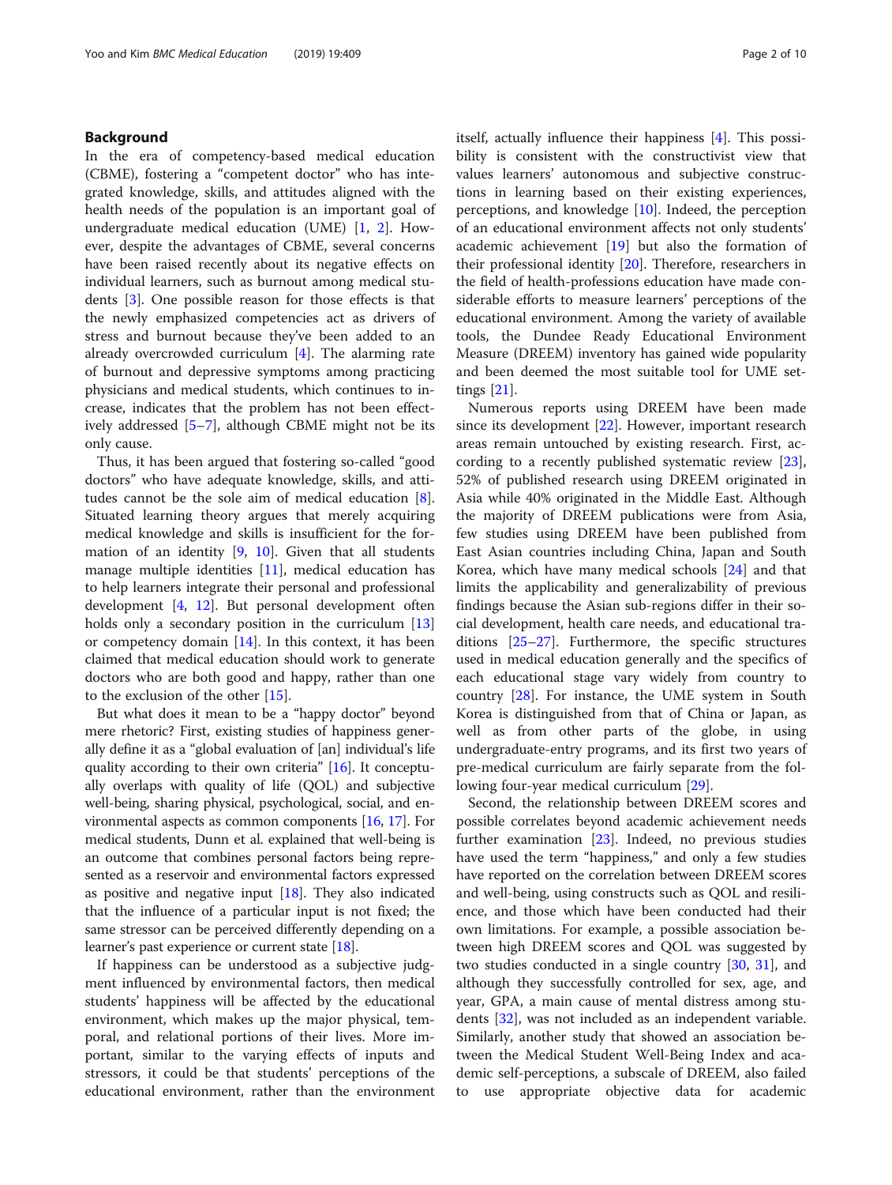## Background

In the era of competency-based medical education (CBME), fostering a "competent doctor" who has integrated knowledge, skills, and attitudes aligned with the health needs of the population is an important goal of undergraduate medical education (UME) [1, 2]. However, despite the advantages of CBME, several concerns have been raised recently about its negative effects on individual learners, such as burnout among medical students [3]. One possible reason for those effects is that the newly emphasized competencies act as drivers of stress and burnout because they've been added to an already overcrowded curriculum [4]. The alarming rate of burnout and depressive symptoms among practicing physicians and medical students, which continues to increase, indicates that the problem has not been effectively addressed [5–7], although CBME might not be its only cause.

Thus, it has been argued that fostering so-called "good doctors" who have adequate knowledge, skills, and attitudes cannot be the sole aim of medical education [8]. Situated learning theory argues that merely acquiring medical knowledge and skills is insufficient for the formation of an identity [9, 10]. Given that all students manage multiple identities [11], medical education has to help learners integrate their personal and professional development [4, 12]. But personal development often holds only a secondary position in the curriculum [13] or competency domain [14]. In this context, it has been claimed that medical education should work to generate doctors who are both good and happy, rather than one to the exclusion of the other [15].

But what does it mean to be a "happy doctor" beyond mere rhetoric? First, existing studies of happiness generally define it as a "global evaluation of [an] individual's life quality according to their own criteria" [16]. It conceptually overlaps with quality of life (QOL) and subjective well-being, sharing physical, psychological, social, and environmental aspects as common components [16, 17]. For medical students, Dunn et al. explained that well-being is an outcome that combines personal factors being represented as a reservoir and environmental factors expressed as positive and negative input [18]. They also indicated that the influence of a particular input is not fixed; the same stressor can be perceived differently depending on a learner's past experience or current state [18].

If happiness can be understood as a subjective judgment influenced by environmental factors, then medical students' happiness will be affected by the educational environment, which makes up the major physical, temporal, and relational portions of their lives. More important, similar to the varying effects of inputs and stressors, it could be that students' perceptions of the educational environment, rather than the environment itself, actually influence their happiness [4]. This possibility is consistent with the constructivist view that values learners' autonomous and subjective constructions in learning based on their existing experiences, perceptions, and knowledge [10]. Indeed, the perception of an educational environment affects not only students' academic achievement [19] but also the formation of their professional identity [20]. Therefore, researchers in the field of health-professions education have made considerable efforts to measure learners' perceptions of the educational environment. Among the variety of available tools, the Dundee Ready Educational Environment Measure (DREEM) inventory has gained wide popularity and been deemed the most suitable tool for UME settings [21].

Numerous reports using DREEM have been made since its development [22]. However, important research areas remain untouched by existing research. First, according to a recently published systematic review [23], 52% of published research using DREEM originated in Asia while 40% originated in the Middle East. Although the majority of DREEM publications were from Asia, few studies using DREEM have been published from East Asian countries including China, Japan and South Korea, which have many medical schools [24] and that limits the applicability and generalizability of previous findings because the Asian sub-regions differ in their social development, health care needs, and educational traditions [25–27]. Furthermore, the specific structures used in medical education generally and the specifics of each educational stage vary widely from country to country [28]. For instance, the UME system in South Korea is distinguished from that of China or Japan, as well as from other parts of the globe, in using undergraduate-entry programs, and its first two years of pre-medical curriculum are fairly separate from the following four-year medical curriculum [29].

Second, the relationship between DREEM scores and possible correlates beyond academic achievement needs further examination [23]. Indeed, no previous studies have used the term "happiness," and only a few studies have reported on the correlation between DREEM scores and well-being, using constructs such as QOL and resilience, and those which have been conducted had their own limitations. For example, a possible association between high DREEM scores and QOL was suggested by two studies conducted in a single country [30, 31], and although they successfully controlled for sex, age, and year, GPA, a main cause of mental distress among students [32], was not included as an independent variable. Similarly, another study that showed an association between the Medical Student Well-Being Index and academic self-perceptions, a subscale of DREEM, also failed to use appropriate objective data for academic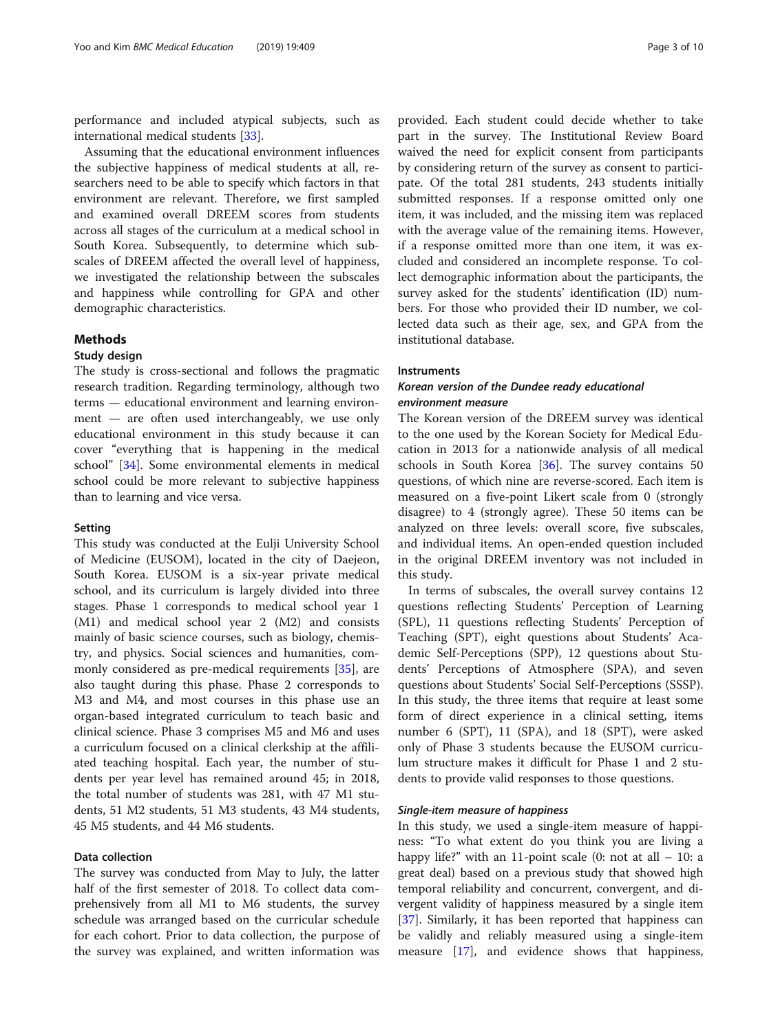performance and included atypical subjects, such as international medical students [33].

Assuming that the educational environment influences the subjective happiness of medical students at all, researchers need to be able to specify which factors in that environment are relevant. Therefore, we first sampled and examined overall DREEM scores from students across all stages of the curriculum at a medical school in South Korea. Subsequently, to determine which subscales of DREEM affected the overall level of happiness, we investigated the relationship between the subscales and happiness while controlling for GPA and other demographic characteristics.

## Methods

### Study design

The study is cross-sectional and follows the pragmatic research tradition. Regarding terminology, although two terms — educational environment and learning environment — are often used interchangeably, we use only educational environment in this study because it can cover "everything that is happening in the medical school" [34]. Some environmental elements in medical school could be more relevant to subjective happiness than to learning and vice versa.

### Setting

This study was conducted at the Eulji University School of Medicine (EUSOM), located in the city of Daejeon, South Korea. EUSOM is a six-year private medical school, and its curriculum is largely divided into three stages. Phase 1 corresponds to medical school year 1 (M1) and medical school year 2 (M2) and consists mainly of basic science courses, such as biology, chemistry, and physics. Social sciences and humanities, commonly considered as pre-medical requirements [35], are also taught during this phase. Phase 2 corresponds to M3 and M4, and most courses in this phase use an organ-based integrated curriculum to teach basic and clinical science. Phase 3 comprises M5 and M6 and uses a curriculum focused on a clinical clerkship at the affiliated teaching hospital. Each year, the number of students per year level has remained around 45; in 2018, the total number of students was 281, with 47 M1 students, 51 M2 students, 51 M3 students, 43 M4 students, 45 M5 students, and 44 M6 students.

### Data collection

The survey was conducted from May to July, the latter half of the first semester of 2018. To collect data comprehensively from all M1 to M6 students, the survey schedule was arranged based on the curricular schedule for each cohort. Prior to data collection, the purpose of the survey was explained, and written information was provided. Each student could decide whether to take part in the survey. The Institutional Review Board waived the need for explicit consent from participants by considering return of the survey as consent to participate. Of the total 281 students, 243 students initially submitted responses. If a response omitted only one item, it was included, and the missing item was replaced with the average value of the remaining items. However, if a response omitted more than one item, it was excluded and considered an incomplete response. To collect demographic information about the participants, the survey asked for the students' identification (ID) numbers. For those who provided their ID number, we collected data such as their age, sex, and GPA from the institutional database.

### Instruments

#### *Korean version of the Dundee ready educational environment measure*

The Korean version of the DREEM survey was identical to the one used by the Korean Society for Medical Education in 2013 for a nationwide analysis of all medical schools in South Korea [36]. The survey contains 50 questions, of which nine are reverse-scored. Each item is measured on a five-point Likert scale from 0 (strongly disagree) to 4 (strongly agree). These 50 items can be analyzed on three levels: overall score, five subscales, and individual items. An open-ended question included in the original DREEM inventory was not included in this study.

In terms of subscales, the overall survey contains 12 questions reflecting Students' Perception of Learning (SPL), 11 questions reflecting Students' Perception of Teaching (SPT), eight questions about Students' Academic Self-Perceptions (SPP), 12 questions about Students' Perceptions of Atmosphere (SPA), and seven questions about Students' Social Self-Perceptions (SSSP). In this study, the three items that require at least some form of direct experience in a clinical setting, items number 6 (SPT), 11 (SPA), and 18 (SPT), were asked only of Phase 3 students because the EUSOM curriculum structure makes it difficult for Phase 1 and 2 students to provide valid responses to those questions.

#### *Single-item measure of happiness*

In this study, we used a single-item measure of happiness: "To what extent do you think you are living a happy life?" with an 11-point scale (0: not at all – 10: a great deal) based on a previous study that showed high temporal reliability and concurrent, convergent, and divergent validity of happiness measured by a single item [37]. Similarly, it has been reported that happiness can be validly and reliably measured using a single-item measure [17], and evidence shows that happiness,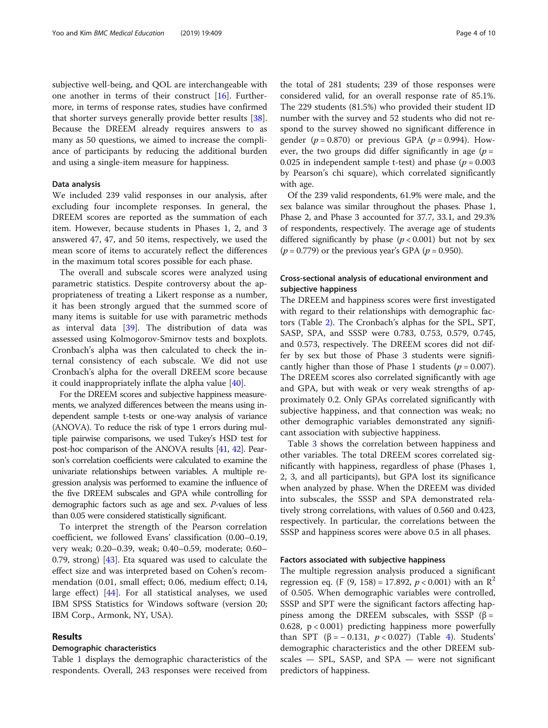subjective well-being, and QOL are interchangeable with one another in terms of their construct [16]. Furthermore, in terms of response rates, studies have confirmed that shorter surveys generally provide better results [38]. Because the DREEM already requires answers to as many as 50 questions, we aimed to increase the compliance of participants by reducing the additional burden and using a single-item measure for happiness.

### Data analysis

We included 239 valid responses in our analysis, after excluding four incomplete responses. In general, the DREEM scores are reported as the summation of each item. However, because students in Phases 1, 2, and 3 answered 47, 47, and 50 items, respectively, we used the mean score of items to accurately reflect the differences in the maximum total scores possible for each phase.

The overall and subscale scores were analyzed using parametric statistics. Despite controversy about the appropriateness of treating a Likert response as a number, it has been strongly argued that the summed score of many items is suitable for use with parametric methods as interval data [39]. The distribution of data was assessed using Kolmogorov-Smirnov tests and boxplots. Cronbach's alpha was then calculated to check the internal consistency of each subscale. We did not use Cronbach's alpha for the overall DREEM score because it could inappropriately inflate the alpha value [40].

For the DREEM scores and subjective happiness measurements, we analyzed differences between the means using independent sample t-tests or one-way analysis of variance (ANOVA). To reduce the risk of type 1 errors during multiple pairwise comparisons, we used Tukey's HSD test for post-hoc comparison of the ANOVA results [41, 42]. Pearson's correlation coefficients were calculated to examine the univariate relationships between variables. A multiple regression analysis was performed to examine the influence of the five DREEM subscales and GPA while controlling for demographic factors such as age and sex. *P*-values of less than 0.05 were considered statistically significant.

To interpret the strength of the Pearson correlation coefficient, we followed Evans' classification (0.00–0.19, very weak; 0.20–0.39, weak; 0.40–0.59, moderate; 0.60–0.79, strong) [43]. Eta squared was used to calculate the effect size and was interpreted based on Cohen's recommendation (0.01, small effect; 0.06, medium effect; 0.14, large effect) [44]. For all statistical analyses, we used IBM SPSS Statistics for Windows software (version 20; IBM Corp., Armonk, NY, USA).

## Results

### Demographic characteristics

Table 1 displays the demographic characteristics of the respondents. Overall, 243 responses were received from the total of 281 students; 239 of those responses were considered valid, for an overall response rate of 85.1%. The 229 students (81.5%) who provided their student ID number with the survey and 52 students who did not respond to the survey showed no significant difference in gender ($p = 0.870$) or previous GPA ($p = 0.994$). However, the two groups did differ significantly in age ($p = 0.025$ in independent sample t-test) and phase ($p = 0.003$ by Pearson's chi square), which correlated significantly with age.

Of the 239 valid respondents, 61.9% were male, and the sex balance was similar throughout the phases. Phase 1, Phase 2, and Phase 3 accounted for 37.7, 33.1, and 29.3% of respondents, respectively. The average age of students differed significantly by phase ($p < 0.001$) but not by sex ($p = 0.779$) or the previous year's GPA ($p = 0.950$).

### Cross-sectional analysis of educational environment and subjective happiness

The DREEM and happiness scores were first investigated with regard to their relationships with demographic factors (Table 2). The Cronbach's alphas for the SPL, SPT, SASP, SPA, and SSSP were 0.783, 0.753, 0.579, 0.745, and 0.573, respectively. The DREEM scores did not differ by sex but those of Phase 3 students were significantly higher than those of Phase 1 students ($p = 0.007$). The DREEM scores also correlated significantly with age and GPA, but with weak or very weak strengths of approximately 0.2. Only GPAs correlated significantly with subjective happiness, and that connection was weak; no other demographic variables demonstrated any significant association with subjective happiness.

Table 3 shows the correlation between happiness and other variables. The total DREEM scores correlated significantly with happiness, regardless of phase (Phases 1, 2, 3, and all participants), but GPA lost its significance when analyzed by phase. When the DREEM was divided into subscales, the SSSP and SPA demonstrated relatively strong correlations, with values of 0.560 and 0.423, respectively. In particular, the correlations between the SSSP and happiness scores were above 0.5 in all phases.

### Factors associated with subjective happiness

The multiple regression analysis produced a significant regression eq. ($F$ (9, 158) = 17.892, $p < 0.001$) with an $R^2$ of 0.505. When demographic variables were controlled, SSSP and SPT were the significant factors affecting happiness among the DREEM subscales, with SSSP ($\beta = 0.628$, $p < 0.001$) predicting happiness more powerfully than SPT ($\beta = -0.131$, $p < 0.027$) (Table 4). Students' demographic characteristics and the other DREEM subscales — SPL, SASP, and SPA — were not significant predictors of happiness.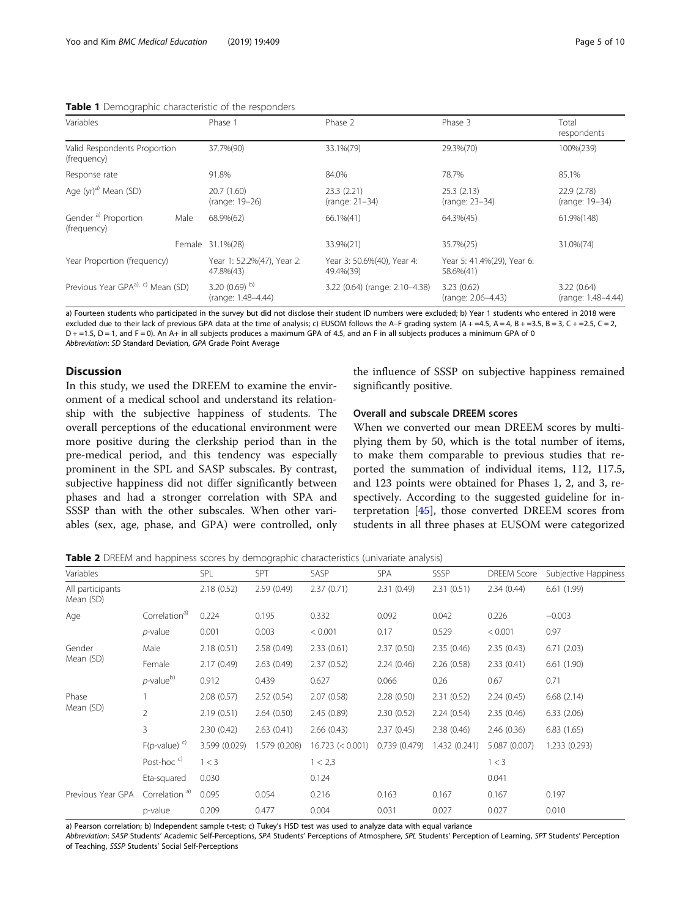**Table 1** Demographic characteristic of the responders

| Variables | | Phase 1 | Phase 2 | Phase 3 | Total respondents |
|---|---|---|---|---|---|
| Valid Respondents Proportion (frequency) | | 37.7%(90) | 33.1%(79) | 29.3%(70) | 100%(239) |
| Response rate | | 91.8% | 84.0% | 78.7% | 85.1% |
| Age (yr)[a)] Mean (SD) | | 20.7 (1.60) (range: 19–26) | 23.3 (2.21) (range: 21–34) | 25.3 (2.13) (range: 23–34) | 22.9 (2.78) (range: 19–34) |
| Gender [a)] Proportion (frequency) | Male | 68.9%(62) | 66.1%(41) | 64.3%(45) | 61.9%(148) |
| | Female | 31.1%(28) | 33.9%(21) | 35.7%(25) | 31.0%(74) |
| Year Proportion (frequency) | | Year 1: 52.2%(47), Year 2: 47.8%(43) | Year 3: 50.6%(40), Year 4: 49.4%(39) | Year 5: 41.4%(29), Year 6: 58.6%(41) | |
| Previous Year GPA[a), c)] Mean (SD) | | 3.20 (0.69) [b)] (range: 1.48–4.44) | 3.22 (0.64) (range: 2.10–4.38) | 3.23 (0.62) (range: 2.06–4.43) | 3.22 (0.64) (range: 1.48–4.44) |

a) Fourteen students who participated in the survey but did not disclose their student ID numbers were excluded; b) Year 1 students who entered in 2018 were excluded due to their lack of previous GPA data at the time of analysis; c) EUSOM follows the A–F grading system (A + =4.5, A = 4, B + =3.5, B = 3, C + =2.5, C = 2, D + =1.5, D = 1, and F = 0). An A+ in all subjects produces a maximum GPA of 4.5, and an F in all subjects produces a minimum GPA of 0
*Abbreviation*: *SD* Standard Deviation, *GPA* Grade Point Average

## Discussion

In this study, we used the DREEM to examine the environment of a medical school and understand its relationship with the subjective happiness of students. The overall perceptions of the educational environment were more positive during the clerkship period than in the pre-medical period, and this tendency was especially prominent in the SPL and SASP subscales. By contrast, subjective happiness did not differ significantly between phases and had a stronger correlation with SPA and SSSP than with the other subscales. When other variables (sex, age, phase, and GPA) were controlled, only the influence of SSSP on subjective happiness remained significantly positive.

### Overall and subscale DREEM scores

When we converted our mean DREEM scores by multiplying them by 50, which is the total number of items, to make them comparable to previous studies that reported the summation of individual items, 112, 117.5, and 123 points were obtained for Phases 1, 2, and 3, respectively. According to the suggested guideline for interpretation [45], those converted DREEM scores from students in all three phases at EUSOM were categorized

**Table 2** DREEM and happiness scores by demographic characteristics (univariate analysis)

| Variables | | SPL | SPT | SASP | SPA | SSSP | DREEM Score | Subjective Happiness |
|---|---|---|---|---|---|---|---|---|
| All participants Mean (SD) | | 2.18 (0.52) | 2.59 (0.49) | 2.37 (0.71) | 2.31 (0.49) | 2.31 (0.51) | 2.34 (0.44) | 6.61 (1.99) |
| Age | Correlation[a)] | 0.224 | 0.195 | 0.332 | 0.092 | 0.042 | 0.226 | −0.003 |
| | *p*-value | 0.001 | 0.003 | < 0.001 | 0.17 | 0.529 | < 0.001 | 0.97 |
| Gender Mean (SD) | Male | 2.18 (0.51) | 2.58 (0.49) | 2.33 (0.61) | 2.37 (0.50) | 2.35 (0.46) | 2.35 (0.43) | 6.71 (2.03) |
| | Female | 2.17 (0.49) | 2.63 (0.49) | 2.37 (0.52) | 2.24 (0.46) | 2.26 (0.58) | 2.33 (0.41) | 6.61 (1.90) |
| | *p*-value[b)] | 0.912 | 0.439 | 0.627 | 0.066 | 0.26 | 0.67 | 0.71 |
| Phase Mean (SD) | 1 | 2.08 (0.57) | 2.52 (0.54) | 2.07 (0.58) | 2.28 (0.50) | 2.31 (0.52) | 2.24 (0.45) | 6.68 (2.14) |
| | 2 | 2.19 (0.51) | 2.64 (0.50) | 2.45 (0.89) | 2.30 (0.52) | 2.24 (0.54) | 2.35 (0.46) | 6.33 (2.06) |
| | 3 | 2.30 (0.42) | 2.63 (0.41) | 2.66 (0.43) | 2.37 (0.45) | 2.38 (0.46) | 2.46 (0.36) | 6.83 (1.65) |
| | F(p-value) [c)] | 3.599 (0.029) | 1.579 (0.208) | 16.723 (< 0.001) | 0.739 (0.479) | 1.432 (0.241) | 5.087 (0.007) | 1.233 (0.293) |
| | Post-hoc [c)] | 1 < 3 | | 1 < 2,3 | | | 1 < 3 | |
| | Eta-squared | 0.030 | | 0.124 | | | 0.041 | |
| Previous Year GPA | Correlation [a)] | 0.095 | 0.054 | 0.216 | 0.163 | 0.167 | 0.167 | 0.197 |
| | p-value | 0.209 | 0.477 | 0.004 | 0.031 | 0.027 | 0.027 | 0.010 |

a) Pearson correlation; b) Independent sample t-test; c) Tukey's HSD test was used to analyze data with equal variance
*Abbreviation*: *SASP* Students' Academic Self-Perceptions, *SPA* Students' Perceptions of Atmosphere, *SPL* Students' Perception of Learning, *SPT* Students' Perception of Teaching, *SSSP* Students' Social Self-Perceptions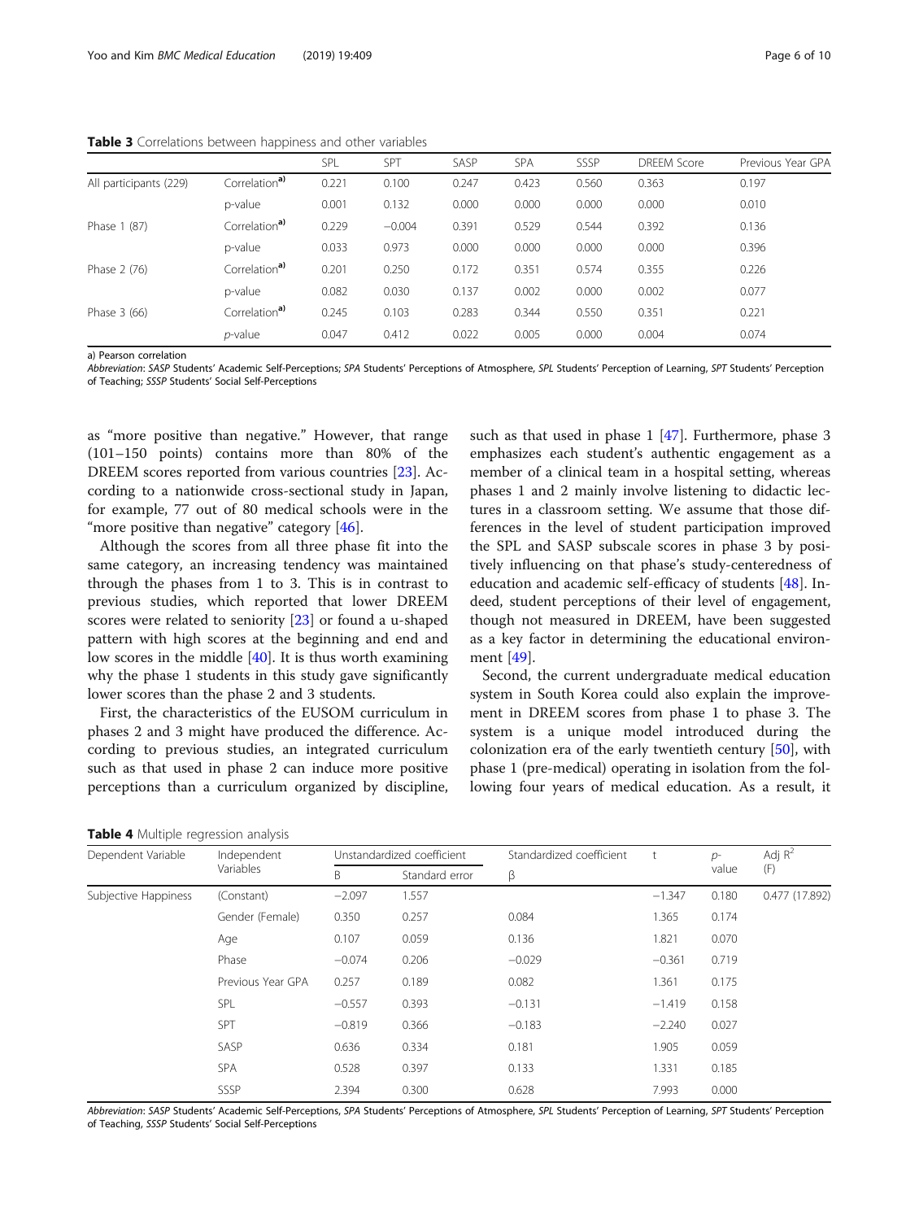**Table 3** Correlations between happiness and other variables

| | | SPL | SPT | SASP | SPA | SSSP | DREEM Score | Previous Year GPA |
|---|---|---|---|---|---|---|---|---|
| All participants (229) | Correlation[a)] | 0.221 | 0.100 | 0.247 | 0.423 | 0.560 | 0.363 | 0.197 |
| | p-value | 0.001 | 0.132 | 0.000 | 0.000 | 0.000 | 0.000 | 0.010 |
| Phase 1 (87) | Correlation[a)] | 0.229 | −0.004 | 0.391 | 0.529 | 0.544 | 0.392 | 0.136 |
| | p-value | 0.033 | 0.973 | 0.000 | 0.000 | 0.000 | 0.000 | 0.396 |
| Phase 2 (76) | Correlation[a)] | 0.201 | 0.250 | 0.172 | 0.351 | 0.574 | 0.355 | 0.226 |
| | p-value | 0.082 | 0.030 | 0.137 | 0.002 | 0.000 | 0.002 | 0.077 |
| Phase 3 (66) | Correlation[a)] | 0.245 | 0.103 | 0.283 | 0.344 | 0.550 | 0.351 | 0.221 |
| | *p*-value | 0.047 | 0.412 | 0.022 | 0.005 | 0.000 | 0.004 | 0.074 |

a) Pearson correlation

*Abbreviation*: *SASP* Students' Academic Self-Perceptions; *SPA* Students' Perceptions of Atmosphere, *SPL* Students' Perception of Learning, *SPT* Students' Perception of Teaching; *SSSP* Students' Social Self-Perceptions

as "more positive than negative." However, that range (101–150 points) contains more than 80% of the DREEM scores reported from various countries [23]. According to a nationwide cross-sectional study in Japan, for example, 77 out of 80 medical schools were in the "more positive than negative" category [46].

Although the scores from all three phase fit into the same category, an increasing tendency was maintained through the phases from 1 to 3. This is in contrast to previous studies, which reported that lower DREEM scores were related to seniority [23] or found a u-shaped pattern with high scores at the beginning and end and low scores in the middle [40]. It is thus worth examining why the phase 1 students in this study gave significantly lower scores than the phase 2 and 3 students.

First, the characteristics of the EUSOM curriculum in phases 2 and 3 might have produced the difference. According to previous studies, an integrated curriculum such as that used in phase 2 can induce more positive perceptions than a curriculum organized by discipline, such as that used in phase 1 [47]. Furthermore, phase 3 emphasizes each student's authentic engagement as a member of a clinical team in a hospital setting, whereas phases 1 and 2 mainly involve listening to didactic lectures in a classroom setting. We assume that those differences in the level of student participation improved the SPL and SASP subscale scores in phase 3 by positively influencing on that phase's study-centeredness of education and academic self-efficacy of students [48]. Indeed, student perceptions of their level of engagement, though not measured in DREEM, have been suggested as a key factor in determining the educational environment [49].

Second, the current undergraduate medical education system in South Korea could also explain the improvement in DREEM scores from phase 1 to phase 3. The system is a unique model introduced during the colonization era of the early twentieth century [50], with phase 1 (pre-medical) operating in isolation from the following four years of medical education. As a result, it

**Table 4** Multiple regression analysis

| Dependent Variable | Independent Variables | Unstandardized coefficient | | Standardized coefficient | t | *p*-value | Adj $R^2$ (F) |
|---|---|---|---|---|---|---|---|
| | | B | Standard error | β | | | |
| Subjective Happiness | (Constant) | −2.097 | 1.557 | | −1.347 | 0.180 | 0.477 (17.892) |
| | Gender (Female) | 0.350 | 0.257 | 0.084 | 1.365 | 0.174 | |
| | Age | 0.107 | 0.059 | 0.136 | 1.821 | 0.070 | |
| | Phase | −0.074 | 0.206 | −0.029 | −0.361 | 0.719 | |
| | Previous Year GPA | 0.257 | 0.189 | 0.082 | 1.361 | 0.175 | |
| | SPL | −0.557 | 0.393 | −0.131 | −1.419 | 0.158 | |
| | SPT | −0.819 | 0.366 | −0.183 | −2.240 | 0.027 | |
| | SASP | 0.636 | 0.334 | 0.181 | 1.905 | 0.059 | |
| | SPA | 0.528 | 0.397 | 0.133 | 1.331 | 0.185 | |
| | SSSP | 2.394 | 0.300 | 0.628 | 7.993 | 0.000 | |

*Abbreviation*: *SASP* Students' Academic Self-Perceptions, *SPA* Students' Perceptions of Atmosphere, *SPL* Students' Perception of Learning, *SPT* Students' Perception of Teaching, *SSSP* Students' Social Self-Perceptions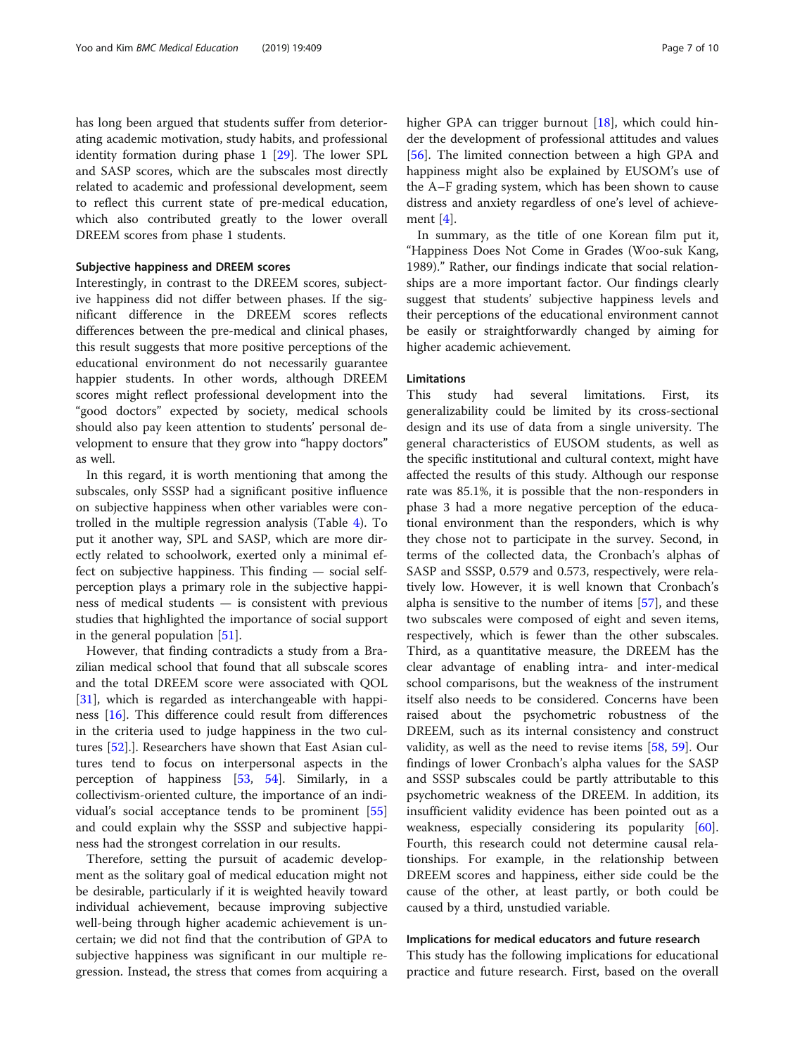has long been argued that students suffer from deteriorating academic motivation, study habits, and professional identity formation during phase 1 [29]. The lower SPL and SASP scores, which are the subscales most directly related to academic and professional development, seem to reflect this current state of pre-medical education, which also contributed greatly to the lower overall DREEM scores from phase 1 students.

### Subjective happiness and DREEM scores

Interestingly, in contrast to the DREEM scores, subjective happiness did not differ between phases. If the significant difference in the DREEM scores reflects differences between the pre-medical and clinical phases, this result suggests that more positive perceptions of the educational environment do not necessarily guarantee happier students. In other words, although DREEM scores might reflect professional development into the "good doctors" expected by society, medical schools should also pay keen attention to students' personal development to ensure that they grow into "happy doctors" as well.

In this regard, it is worth mentioning that among the subscales, only SSSP had a significant positive influence on subjective happiness when other variables were controlled in the multiple regression analysis (Table 4). To put it another way, SPL and SASP, which are more directly related to schoolwork, exerted only a minimal effect on subjective happiness. This finding — social self-perception plays a primary role in the subjective happiness of medical students — is consistent with previous studies that highlighted the importance of social support in the general population [51].

However, that finding contradicts a study from a Brazilian medical school that found that all subscale scores and the total DREEM score were associated with QOL [31], which is regarded as interchangeable with happiness [16]. This difference could result from differences in the criteria used to judge happiness in the two cultures [52].]. Researchers have shown that East Asian cultures tend to focus on interpersonal aspects in the perception of happiness [53, 54]. Similarly, in a collectivism-oriented culture, the importance of an individual's social acceptance tends to be prominent [55] and could explain why the SSSP and subjective happiness had the strongest correlation in our results.

Therefore, setting the pursuit of academic development as the solitary goal of medical education might not be desirable, particularly if it is weighted heavily toward individual achievement, because improving subjective well-being through higher academic achievement is uncertain; we did not find that the contribution of GPA to subjective happiness was significant in our multiple regression. Instead, the stress that comes from acquiring a higher GPA can trigger burnout [18], which could hinder the development of professional attitudes and values [56]. The limited connection between a high GPA and happiness might also be explained by EUSOM's use of the A–F grading system, which has been shown to cause distress and anxiety regardless of one's level of achievement [4].

In summary, as the title of one Korean film put it, "Happiness Does Not Come in Grades (Woo-suk Kang, 1989)." Rather, our findings indicate that social relationships are a more important factor. Our findings clearly suggest that students' subjective happiness levels and their perceptions of the educational environment cannot be easily or straightforwardly changed by aiming for higher academic achievement.

### Limitations

This study had several limitations. First, its generalizability could be limited by its cross-sectional design and its use of data from a single university. The general characteristics of EUSOM students, as well as the specific institutional and cultural context, might have affected the results of this study. Although our response rate was 85.1%, it is possible that the non-responders in phase 3 had a more negative perception of the educational environment than the responders, which is why they chose not to participate in the survey. Second, in terms of the collected data, the Cronbach's alphas of SASP and SSSP, 0.579 and 0.573, respectively, were relatively low. However, it is well known that Cronbach's alpha is sensitive to the number of items [57], and these two subscales were composed of eight and seven items, respectively, which is fewer than the other subscales. Third, as a quantitative measure, the DREEM has the clear advantage of enabling intra- and inter-medical school comparisons, but the weakness of the instrument itself also needs to be considered. Concerns have been raised about the psychometric robustness of the DREEM, such as its internal consistency and construct validity, as well as the need to revise items [58, 59]. Our findings of lower Cronbach's alpha values for the SASP and SSSP subscales could be partly attributable to this psychometric weakness of the DREEM. In addition, its insufficient validity evidence has been pointed out as a weakness, especially considering its popularity [60]. Fourth, this research could not determine causal relationships. For example, in the relationship between DREEM scores and happiness, either side could be the cause of the other, at least partly, or both could be caused by a third, unstudied variable.

### Implications for medical educators and future research

This study has the following implications for educational practice and future research. First, based on the overall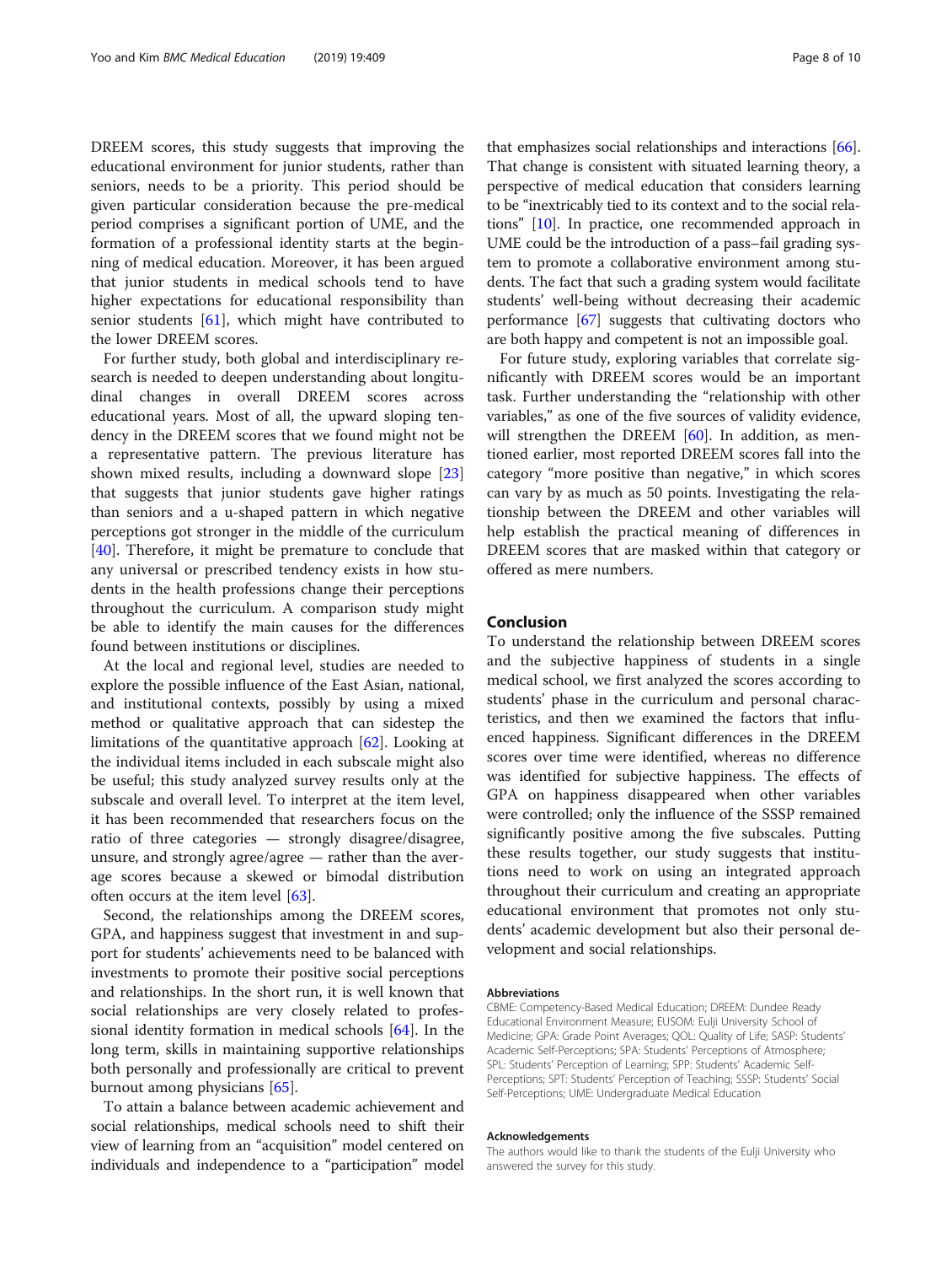DREEM scores, this study suggests that improving the educational environment for junior students, rather than seniors, needs to be a priority. This period should be given particular consideration because the pre-medical period comprises a significant portion of UME, and the formation of a professional identity starts at the beginning of medical education. Moreover, it has been argued that junior students in medical schools tend to have higher expectations for educational responsibility than senior students [61], which might have contributed to the lower DREEM scores.

For further study, both global and interdisciplinary research is needed to deepen understanding about longitudinal changes in overall DREEM scores across educational years. Most of all, the upward sloping tendency in the DREEM scores that we found might not be a representative pattern. The previous literature has shown mixed results, including a downward slope [23] that suggests that junior students gave higher ratings than seniors and a u-shaped pattern in which negative perceptions got stronger in the middle of the curriculum [40]. Therefore, it might be premature to conclude that any universal or prescribed tendency exists in how students in the health professions change their perceptions throughout the curriculum. A comparison study might be able to identify the main causes for the differences found between institutions or disciplines.

At the local and regional level, studies are needed to explore the possible influence of the East Asian, national, and institutional contexts, possibly by using a mixed method or qualitative approach that can sidestep the limitations of the quantitative approach [62]. Looking at the individual items included in each subscale might also be useful; this study analyzed survey results only at the subscale and overall level. To interpret at the item level, it has been recommended that researchers focus on the ratio of three categories — strongly disagree/disagree, unsure, and strongly agree/agree — rather than the average scores because a skewed or bimodal distribution often occurs at the item level [63].

Second, the relationships among the DREEM scores, GPA, and happiness suggest that investment in and support for students' achievements need to be balanced with investments to promote their positive social perceptions and relationships. In the short run, it is well known that social relationships are very closely related to professional identity formation in medical schools [64]. In the long term, skills in maintaining supportive relationships both personally and professionally are critical to prevent burnout among physicians [65].

To attain a balance between academic achievement and social relationships, medical schools need to shift their view of learning from an "acquisition" model centered on individuals and independence to a "participation" model that emphasizes social relationships and interactions [66]. That change is consistent with situated learning theory, a perspective of medical education that considers learning to be "inextricably tied to its context and to the social relations" [10]. In practice, one recommended approach in UME could be the introduction of a pass–fail grading system to promote a collaborative environment among students. The fact that such a grading system would facilitate students' well-being without decreasing their academic performance [67] suggests that cultivating doctors who are both happy and competent is not an impossible goal.

For future study, exploring variables that correlate significantly with DREEM scores would be an important task. Further understanding the "relationship with other variables," as one of the five sources of validity evidence, will strengthen the DREEM [60]. In addition, as mentioned earlier, most reported DREEM scores fall into the category "more positive than negative," in which scores can vary by as much as 50 points. Investigating the relationship between the DREEM and other variables will help establish the practical meaning of differences in DREEM scores that are masked within that category or offered as mere numbers.

## Conclusion

To understand the relationship between DREEM scores and the subjective happiness of students in a single medical school, we first analyzed the scores according to students' phase in the curriculum and personal characteristics, and then we examined the factors that influenced happiness. Significant differences in the DREEM scores over time were identified, whereas no difference was identified for subjective happiness. The effects of GPA on happiness disappeared when other variables were controlled; only the influence of the SSSP remained significantly positive among the five subscales. Putting these results together, our study suggests that institutions need to work on using an integrated approach throughout their curriculum and creating an appropriate educational environment that promotes not only students' academic development but also their personal development and social relationships.

#### Abbreviations

CBME: Competency-Based Medical Education; DREEM: Dundee Ready Educational Environment Measure; EUSOM: Eulji University School of Medicine; GPA: Grade Point Averages; QOL: Quality of Life; SASP: Students' Academic Self-Perceptions; SPA: Students' Perceptions of Atmosphere; SPL: Students' Perception of Learning; SPP: Students' Academic Self-Perceptions; SPT: Students' Perception of Teaching; SSSP: Students' Social Self-Perceptions; UME: Undergraduate Medical Education

#### Acknowledgements

The authors would like to thank the students of the Eulji University who answered the survey for this study.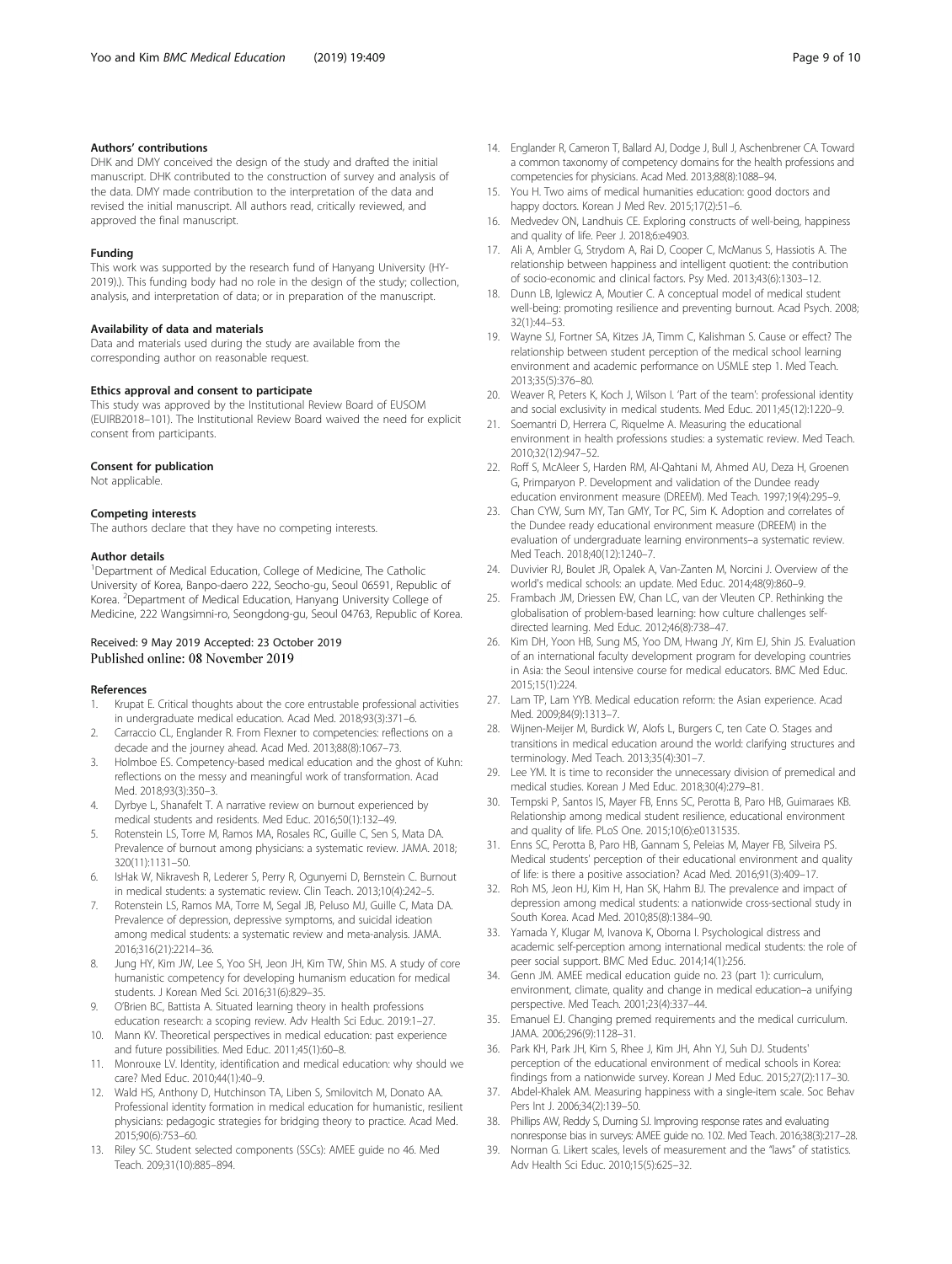### Authors' contributions

DHK and DMY conceived the design of the study and drafted the initial manuscript. DHK contributed to the construction of survey and analysis of the data. DMY made contribution to the interpretation of the data and revised the initial manuscript. All authors read, critically reviewed, and approved the final manuscript.

### Funding

This work was supported by the research fund of Hanyang University (HY-2019).). This funding body had no role in the design of the study; collection, analysis, and interpretation of data; or in preparation of the manuscript.

### Availability of data and materials

Data and materials used during the study are available from the corresponding author on reasonable request.

### Ethics approval and consent to participate

This study was approved by the Institutional Review Board of EUSOM (EUIRB2018–101). The Institutional Review Board waived the need for explicit consent from participants.

### Consent for publication

Not applicable.

### Competing interests

The authors declare that they have no competing interests.

### Author details

[1]Department of Medical Education, College of Medicine, The Catholic University of Korea, Banpo-daero 222, Seocho-gu, Seoul 06591, Republic of Korea. [2]Department of Medical Education, Hanyang University College of Medicine, 222 Wangsimni-ro, Seongdong-gu, Seoul 04763, Republic of Korea.

Received: 9 May 2019 Accepted: 23 October 2019
Published online: 08 November 2019

### References

1. Krupat E. Critical thoughts about the core entrustable professional activities in undergraduate medical education. Acad Med. 2018;93(3):371–6.
2. Carraccio CL, Englander R. From Flexner to competencies: reflections on a decade and the journey ahead. Acad Med. 2013;88(8):1067–73.
3. Holmboe ES. Competency-based medical education and the ghost of Kuhn: reflections on the messy and meaningful work of transformation. Acad Med. 2018;93(3):350–3.
4. Dyrbye L, Shanafelt T. A narrative review on burnout experienced by medical students and residents. Med Educ. 2016;50(1):132–49.
5. Rotenstein LS, Torre M, Ramos MA, Rosales RC, Guille C, Sen S, Mata DA. Prevalence of burnout among physicians: a systematic review. JAMA. 2018; 320(11):1131–50.
6. IsHak W, Nikravesh R, Lederer S, Perry R, Ogunyemi D, Bernstein C. Burnout in medical students: a systematic review. Clin Teach. 2013;10(4):242–5.
7. Rotenstein LS, Ramos MA, Torre M, Segal JB, Peluso MJ, Guille C, Mata DA. Prevalence of depression, depressive symptoms, and suicidal ideation among medical students: a systematic review and meta-analysis. JAMA. 2016;316(21):2214–36.
8. Jung HY, Kim JW, Lee S, Yoo SH, Jeon JH, Kim TW, Shin MS. A study of core humanistic competency for developing humanism education for medical students. J Korean Med Sci. 2016;31(6):829–35.
9. O'Brien BC, Battista A. Situated learning theory in health professions education research: a scoping review. Adv Health Sci Educ. 2019:1–27.
10. Mann KV. Theoretical perspectives in medical education: past experience and future possibilities. Med Educ. 2011;45(1):60–8.
11. Monrouxe LV. Identity, identification and medical education: why should we care? Med Educ. 2010;44(1):40–9.
12. Wald HS, Anthony D, Hutchinson TA, Liben S, Smilovitch M, Donato AA. Professional identity formation in medical education for humanistic, resilient physicians: pedagogic strategies for bridging theory to practice. Acad Med. 2015;90(6):753–60.
13. Riley SC. Student selected components (SSCs): AMEE guide no 46. Med Teach. 209;31(10):885–894.
14. Englander R, Cameron T, Ballard AJ, Dodge J, Bull J, Aschenbrener CA. Toward a common taxonomy of competency domains for the health professions and competencies for physicians. Acad Med. 2013;88(8):1088–94.
15. You H. Two aims of medical humanities education: good doctors and happy doctors. Korean J Med Rev. 2015;17(2):51–6.
16. Medvedev ON, Landhuis CE. Exploring constructs of well-being, happiness and quality of life. Peer J. 2018;6:e4903.
17. Ali A, Ambler G, Strydom A, Rai D, Cooper C, McManus S, Hassiotis A. The relationship between happiness and intelligent quotient: the contribution of socio-economic and clinical factors. Psy Med. 2013;43(6):1303–12.
18. Dunn LB, Iglewicz A, Moutier C. A conceptual model of medical student well-being: promoting resilience and preventing burnout. Acad Psych. 2008; 32(1):44–53.
19. Wayne SJ, Fortner SA, Kitzes JA, Timm C, Kalishman S. Cause or effect? The relationship between student perception of the medical school learning environment and academic performance on USMLE step 1. Med Teach. 2013;35(5):376–80.
20. Weaver R, Peters K, Koch J, Wilson I. 'Part of the team': professional identity and social exclusivity in medical students. Med Educ. 2011;45(12):1220–9.
21. Soemantri D, Herrera C, Riquelme A. Measuring the educational environment in health professions studies: a systematic review. Med Teach. 2010;32(12):947–52.
22. Roff S, McAleer S, Harden RM, Al-Qahtani M, Ahmed AU, Deza H, Groenen G, Primparyon P. Development and validation of the Dundee ready education environment measure (DREEM). Med Teach. 1997;19(4):295–9.
23. Chan CYW, Sum MY, Tan GMY, Tor PC, Sim K. Adoption and correlates of the Dundee ready educational environment measure (DREEM) in the evaluation of undergraduate learning environments–a systematic review. Med Teach. 2018;40(12):1240–7.
24. Duvivier RJ, Boulet JR, Opalek A, Van-Zanten M, Norcini J. Overview of the world's medical schools: an update. Med Educ. 2014;48(9):860–9.
25. Frambach JM, Driessen EW, Chan LC, van der Vleuten CP. Rethinking the globalisation of problem-based learning: how culture challenges self-directed learning. Med Educ. 2012;46(8):738–47.
26. Kim DH, Yoon HB, Sung MS, Yoo DM, Hwang JY, Kim EJ, Shin JS. Evaluation of an international faculty development program for developing countries in Asia: the Seoul intensive course for medical educators. BMC Med Educ. 2015;15(1):224.
27. Lam TP, Lam YYB. Medical education reform: the Asian experience. Acad Med. 2009;84(9):1313–7.
28. Wijnen-Meijer M, Burdick W, Alofs L, Burgers C, ten Cate O. Stages and transitions in medical education around the world: clarifying structures and terminology. Med Teach. 2013;35(4):301–7.
29. Lee YM. It is time to reconsider the unnecessary division of premedical and medical studies. Korean J Med Educ. 2018;30(4):279–81.
30. Tempski P, Santos IS, Mayer FB, Enns SC, Perotta B, Paro HB, Guimaraes KB. Relationship among medical student resilience, educational environment and quality of life. PLoS One. 2015;10(6):e0131535.
31. Enns SC, Perotta B, Paro HB, Gannam S, Peleias M, Mayer FB, Silveira PS. Medical students' perception of their educational environment and quality of life: is there a positive association? Acad Med. 2016;91(3):409–17.
32. Roh MS, Jeon HJ, Kim H, Han SK, Hahm BJ. The prevalence and impact of depression among medical students: a nationwide cross-sectional study in South Korea. Acad Med. 2010;85(8):1384–90.
33. Yamada Y, Klugar M, Ivanova K, Oborna I. Psychological distress and academic self-perception among international medical students: the role of peer social support. BMC Med Educ. 2014;14(1):256.
34. Genn JM. AMEE medical education guide no. 23 (part 1): curriculum, environment, climate, quality and change in medical education–a unifying perspective. Med Teach. 2001;23(4):337–44.
35. Emanuel EJ. Changing premed requirements and the medical curriculum. JAMA. 2006;296(9):1128–31.
36. Park KH, Park JH, Kim S, Rhee J, Kim JH, Ahn YJ, Suh DJ. Students' perception of the educational environment of medical schools in Korea: findings from a nationwide survey. Korean J Med Educ. 2015;27(2):117–30.
37. Abdel-Khalek AM. Measuring happiness with a single-item scale. Soc Behav Pers Int J. 2006;34(2):139–50.
38. Phillips AW, Reddy S, Durning SJ. Improving response rates and evaluating nonresponse bias in surveys: AMEE guide no. 102. Med Teach. 2016;38(3):217–28.
39. Norman G. Likert scales, levels of measurement and the "laws" of statistics. Adv Health Sci Educ. 2010;15(5):625–32.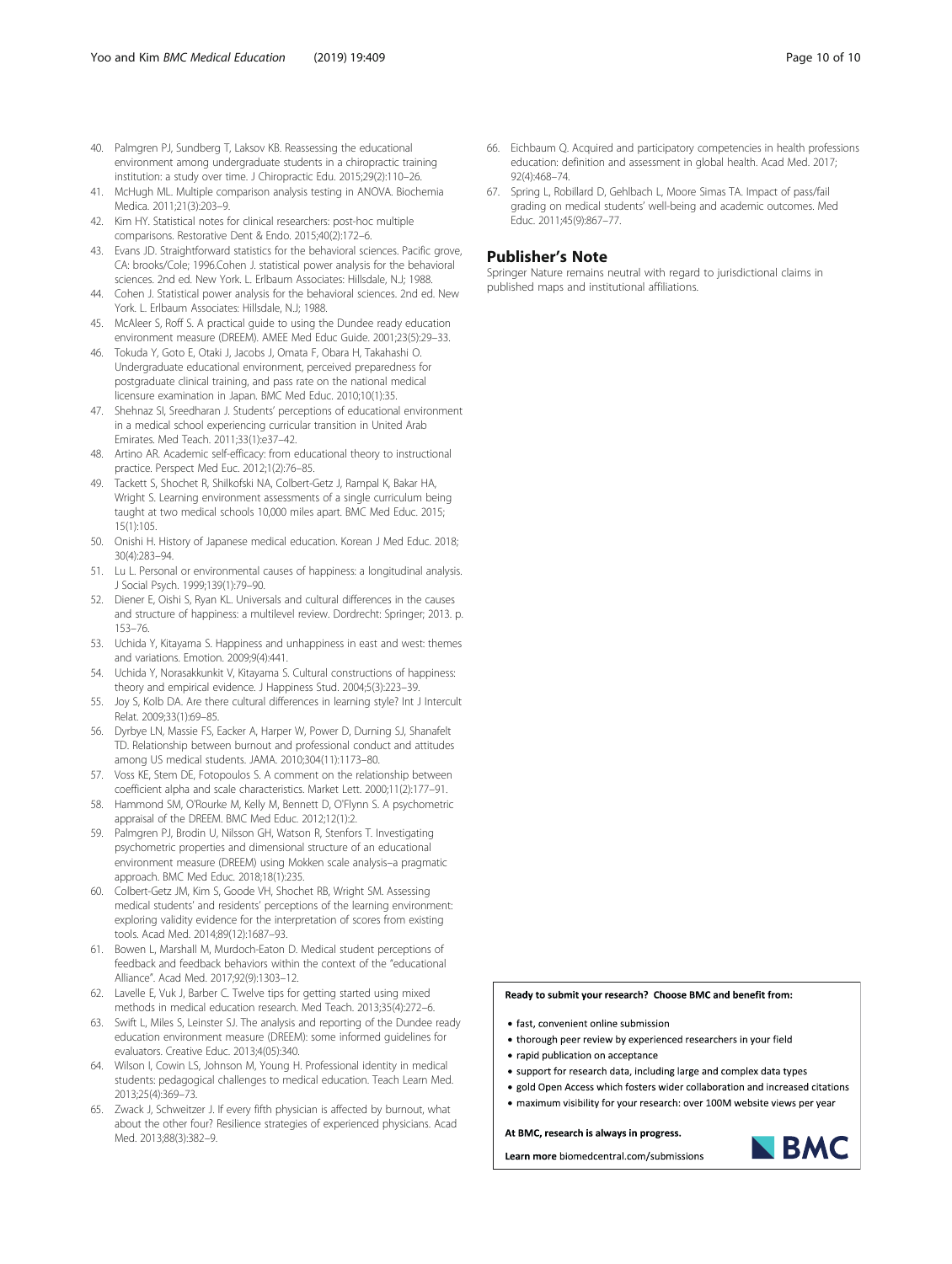40. Palmgren PJ, Sundberg T, Laksov KB. Reassessing the educational environment among undergraduate students in a chiropractic training institution: a study over time. J Chiropractic Edu. 2015;29(2):110–26.
41. McHugh ML. Multiple comparison analysis testing in ANOVA. Biochemia Medica. 2011;21(3):203–9.
42. Kim HY. Statistical notes for clinical researchers: post-hoc multiple comparisons. Restorative Dent & Endo. 2015;40(2):172–6.
43. Evans JD. Straightforward statistics for the behavioral sciences. Pacific grove, CA: brooks/Cole; 1996.Cohen J. statistical power analysis for the behavioral sciences. 2nd ed. New York. L. Erlbaum Associates: Hillsdale, N.J; 1988.
44. Cohen J. Statistical power analysis for the behavioral sciences. 2nd ed. New York. L. Erlbaum Associates: Hillsdale, N.J; 1988.
45. McAleer S, Roff S. A practical guide to using the Dundee ready education environment measure (DREEM). AMEE Med Educ Guide. 2001;23(5):29–33.
46. Tokuda Y, Goto E, Otaki J, Jacobs J, Omata F, Obara H, Takahashi O. Undergraduate educational environment, perceived preparedness for postgraduate clinical training, and pass rate on the national medical licensure examination in Japan. BMC Med Educ. 2010;10(1):35.
47. Shehnaz SI, Sreedharan J. Students' perceptions of educational environment in a medical school experiencing curricular transition in United Arab Emirates. Med Teach. 2011;33(1):e37–42.
48. Artino AR. Academic self-efficacy: from educational theory to instructional practice. Perspect Med Euc. 2012;1(2):76–85.
49. Tackett S, Shochet R, Shilkofski NA, Colbert-Getz J, Rampal K, Bakar HA, Wright S. Learning environment assessments of a single curriculum being taught at two medical schools 10,000 miles apart. BMC Med Educ. 2015; 15(1):105.
50. Onishi H. History of Japanese medical education. Korean J Med Educ. 2018; 30(4):283–94.
51. Lu L. Personal or environmental causes of happiness: a longitudinal analysis. J Social Psych. 1999;139(1):79–90.
52. Diener E, Oishi S, Ryan KL. Universals and cultural differences in the causes and structure of happiness: a multilevel review. Dordrecht: Springer; 2013. p. 153–76.
53. Uchida Y, Kitayama S. Happiness and unhappiness in east and west: themes and variations. Emotion. 2009;9(4):441.
54. Uchida Y, Norasakkunkit V, Kitayama S. Cultural constructions of happiness: theory and empirical evidence. J Happiness Stud. 2004;5(3):223–39.
55. Joy S, Kolb DA. Are there cultural differences in learning style? Int J Intercult Relat. 2009;33(1):69–85.
56. Dyrbye LN, Massie FS, Eacker A, Harper W, Power D, Durning SJ, Shanafelt TD. Relationship between burnout and professional conduct and attitudes among US medical students. JAMA. 2010;304(11):1173–80.
57. Voss KE, Stem DE, Fotopoulos S. A comment on the relationship between coefficient alpha and scale characteristics. Market Lett. 2000;11(2):177–91.
58. Hammond SM, O'Rourke M, Kelly M, Bennett D, O'Flynn S. A psychometric appraisal of the DREEM. BMC Med Educ. 2012;12(1):2.
59. Palmgren PJ, Brodin U, Nilsson GH, Watson R, Stenfors T. Investigating psychometric properties and dimensional structure of an educational environment measure (DREEM) using Mokken scale analysis–a pragmatic approach. BMC Med Educ. 2018;18(1):235.
60. Colbert-Getz JM, Kim S, Goode VH, Shochet RB, Wright SM. Assessing medical students' and residents' perceptions of the learning environment: exploring validity evidence for the interpretation of scores from existing tools. Acad Med. 2014;89(12):1687–93.
61. Bowen L, Marshall M, Murdoch-Eaton D. Medical student perceptions of feedback and feedback behaviors within the context of the "educational Alliance". Acad Med. 2017;92(9):1303–12.
62. Lavelle E, Vuk J, Barber C. Twelve tips for getting started using mixed methods in medical education research. Med Teach. 2013;35(4):272–6.
63. Swift L, Miles S, Leinster SJ. The analysis and reporting of the Dundee ready education environment measure (DREEM): some informed guidelines for evaluators. Creative Educ. 2013;4(05):340.
64. Wilson I, Cowin LS, Johnson M, Young H. Professional identity in medical students: pedagogical challenges to medical education. Teach Learn Med. 2013;25(4):369–73.
65. Zwack J, Schweitzer J. If every fifth physician is affected by burnout, what about the other four? Resilience strategies of experienced physicians. Acad Med. 2013;88(3):382–9.
66. Eichbaum Q. Acquired and participatory competencies in health professions education: definition and assessment in global health. Acad Med. 2017; 92(4):468–74.
67. Spring L, Robillard D, Gehlbach L, Moore Simas TA. Impact of pass/fail grading on medical students' well-being and academic outcomes. Med Educ. 2011;45(9):867–77.

## Publisher's Note

Springer Nature remains neutral with regard to jurisdictional claims in published maps and institutional affiliations.

**Ready to submit your research? Choose BMC and benefit from:**

- fast, convenient online submission
- thorough peer review by experienced researchers in your field
- rapid publication on acceptance
- support for research data, including large and complex data types
- gold Open Access which fosters wider collaboration and increased citations
- maximum visibility for your research: over 100M website views per year

**At BMC, research is always in progress.**

**Learn more** biomedcentral.com/submissions

BMC